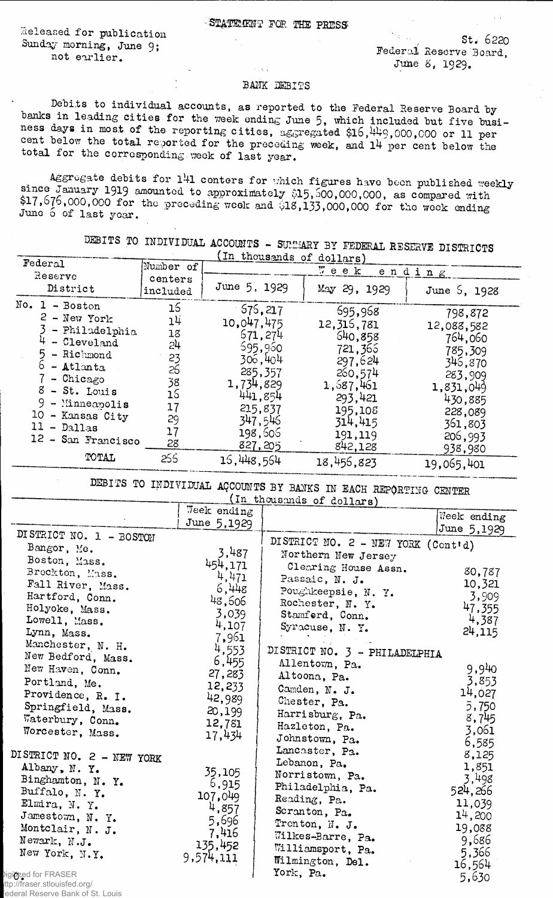STATEMENT FOR THE PRESS

Released for publication Sunday morning, June 9; not earlier.

St. 6220
Federal Reserve Board,
June 8, 1929.

## BANK DEBITS

Debits to individual accounts, as reported to the Federal Reserve Board by banks in leading cities for the week ending June 5, which included but five business days in most of the reporting cities, aggregated $16,449,000,000 or 11 per cent below the total reported for the preceding week, and 14 per cent below the total for the corresponding week of last year.

Aggregate debits for 141 centers for which figures have been published weekly since January 1919 amounted to approximately $15,500,000,000, as compared with $17,676,000,000 for the preceding week and $18,133,000,000 for the week ending June 6 of last year.

### DEBITS TO INDIVIDUAL ACCOUNTS - SUMMARY BY FEDERAL RESERVE DISTRICTS
(In thousands of dollars)

| Federal Reserve District | Number of centers included | Week ending June 5, 1929 | May 29, 1929 | June 6, 1928 |
|---|---|---|---|---|
| No. 1 - Boston | 16 | 676,217 | 695,968 | 798,872 |
| 2 - New York | 14 | 10,047,475 | 12,316,781 | 12,088,582 |
| 3 - Philadelphia | 18 | 671,274 | 640,858 | 764,060 |
| 4 - Cleveland | 24 | 695,960 | 721,366 | 785,309 |
| 5 - Richmond | 23 | 306,404 | 297,624 | 346,870 |
| 6 - Atlanta | 26 | 285,357 | 260,574 | 283,909 |
| 7 - Chicago | 38 | 1,734,829 | 1,687,461 | 1,831,049 |
| 8 - St. Louis | 16 | 441,854 | 293,421 | 430,885 |
| 9 - Minneapolis | 17 | 215,837 | 195,108 | 228,089 |
| 10 - Kansas City | 29 | 347,546 | 314,415 | 361,803 |
| 11 - Dallas | 17 | 198,606 | 191,119 | 206,993 |
| 12 - San Francisco | 28 | 827,205 | 842,128 | 938,980 |
| TOTAL | 266 | 16,448,564 | 18,456,823 | 19,065,401 |

### DEBITS TO INDIVIDUAL ACCOUNTS BY BANKS IN EACH REPORTING CENTER
(In thousands of dollars)

| | Week ending June 5,1929 |
|---|---|
| **DISTRICT NO. 1 - BOSTON** | |
| Bangor, Me. | 3,487 |
| Boston, Mass. | 454,171 |
| Brockton, Mass. | 4,471 |
| Fall River, Mass. | 6,448 |
| Hartford, Conn. | 48,606 |
| Holyoke, Mass. | 3,039 |
| Lowell, Mass. | 4,107 |
| Lynn, Mass. | 7,961 |
| Manchester, N. H. | 4,553 |
| New Bedford, Mass. | 6,455 |
| New Haven, Conn. | 27,283 |
| Portland, Me. | 12,233 |
| Providence, R. I. | 42,989 |
| Springfield, Mass. | 20,199 |
| Waterbury, Conn. | 12,781 |
| Worcester, Mass. | 17,434 |
| **DISTRICT NO. 2 - NEW YORK** | |
| Albany, N. Y. | 35,105 |
| Binghamton, N. Y. | 6,915 |
| Buffalo, N. Y. | 107,049 |
| Elmira, N. Y. | 4,857 |
| Jamestown, N. Y. | 5,696 |
| Montclair, N. J. | 7,416 |
| Newark, N.J. | 135,452 |
| New York, N.Y. | 9,574,111 |
| **DISTRICT NO. 2 - NEW YORK (Cont'd)** | |
| Northern New Jersey Clearing House Assn. | 80,787 |
| Passaic, N. J. | 10,321 |
| Poughkeepsie, N. Y. | 3,909 |
| Rochester, N. Y. | 47,355 |
| Stamford, Conn. | 4,387 |
| Syracuse, N. Y. | 24,115 |
| **DISTRICT NO. 3 - PHILADELPHIA** | |
| Allentown, Pa. | 9,940 |
| Altoona, Pa. | 3,853 |
| Camden, N. J. | 14,027 |
| Chester, Pa. | 5,750 |
| Harrisburg, Pa. | 8,745 |
| Hazleton, Pa. | 3,061 |
| Johnstown, Pa. | 6,585 |
| Lancaster, Pa. | 8,125 |
| Lebanon, Pa. | 1,851 |
| Norristown, Pa. | 3,498 |
| Philadelphia, Pa. | 524,266 |
| Reading, Pa. | 11,039 |
| Scranton, Pa. | 14,200 |
| Trenton, N. J. | 19,088 |
| Wilkes-Barre, Pa. | 9,686 |
| Williamsport, Pa. | 5,366 |
| Wilmington, Del. | 16,564 |
| York, Pa. | 5,630 |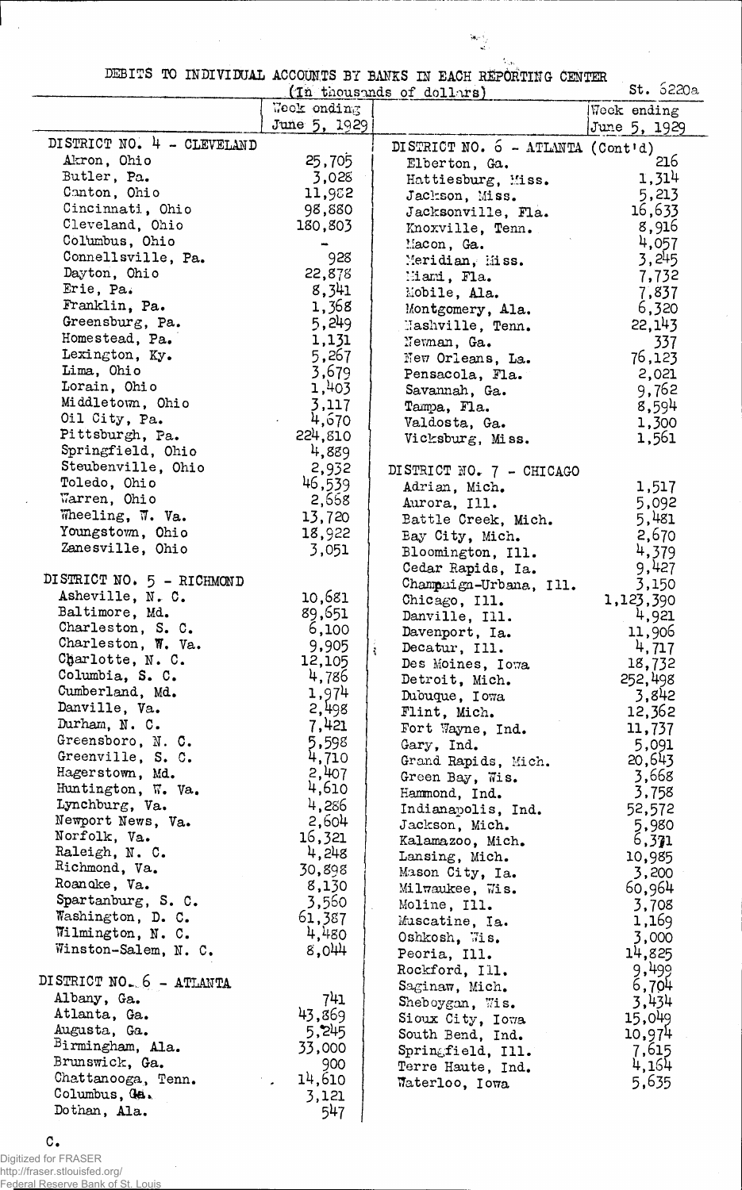DEBITS TO INDIVIDUAL ACCOUNTS BY BANKS IN EACH REPORTING CENTER

St. 6220a

(In thousands of dollars)

| | Week ending June 5, 1929 |
|---|---|
| **DISTRICT NO. 4 - CLEVELAND** | |
| Akron, Ohio | 25,705 |
| Butler, Pa. | 3,028 |
| Canton, Ohio | 11,982 |
| Cincinnati, Ohio | 98,880 |
| Cleveland, Ohio | 180,803 |
| Columbus, Ohio | - |
| Connellsville, Pa. | 928 |
| Dayton, Ohio | 22,878 |
| Erie, Pa. | 8,341 |
| Franklin, Pa. | 1,368 |
| Greensburg, Pa. | 5,249 |
| Homestead, Pa. | 1,131 |
| Lexington, Ky. | 5,267 |
| Lima, Ohio | 3,679 |
| Lorain, Ohio | 1,403 |
| Middletown, Ohio | 3,117 |
| Oil City, Pa. | 4,670 |
| Pittsburgh, Pa. | 224,810 |
| Springfield, Ohio | 4,889 |
| Steubenville, Ohio | 2,932 |
| Toledo, Ohio | 46,539 |
| Warren, Ohio | 2,668 |
| Wheeling, W. Va. | 13,720 |
| Youngstown, Ohio | 18,922 |
| Zanesville, Ohio | 3,051 |
| **DISTRICT NO. 5 - RICHMOND** | |
| Asheville, N. C. | 10,681 |
| Baltimore, Md. | 89,651 |
| Charleston, S. C. | 6,100 |
| Charleston, W. Va. | 9,905 |
| Charlotte, N. C. | 12,105 |
| Columbia, S. C. | 4,786 |
| Cumberland, Md. | 1,974 |
| Danville, Va. | 2,498 |
| Durham, N. C. | 7,421 |
| Greensboro, N. C. | 5,598 |
| Greenville, S. C. | 4,710 |
| Hagerstown, Md. | 2,407 |
| Huntington, W. Va. | 4,610 |
| Lynchburg, Va. | 4,286 |
| Newport News, Va. | 2,604 |
| Norfolk, Va. | 16,321 |
| Raleigh, N. C. | 4,248 |
| Richmond, Va. | 30,898 |
| Roanoke, Va. | 8,130 |
| Spartanburg, S. C. | 3,560 |
| Washington, D. C. | 61,387 |
| Wilmington, N. C. | 4,480 |
| Winston-Salem, N. C. | 8,044 |
| **DISTRICT NO. 6 - ATLANTA** | |
| Albany, Ga. | 741 |
| Atlanta, Ga. | 43,869 |
| Augusta, Ga. | 5,245 |
| Birmingham, Ala. | 33,000 |
| Brunswick, Ga. | 900 |
| Chattanooga, Tenn. | 14,610 |
| Columbus, Ga. | 3,121 |
| Dothan, Ala. | 547 |
| **DISTRICT NO. 6 - ATLANTA (Cont'd)** | |
| Elberton, Ga. | 216 |
| Hattiesburg, Miss. | 1,314 |
| Jackson, Miss. | 5,213 |
| Jacksonville, Fla. | 16,633 |
| Knoxville, Tenn. | 8,916 |
| Macon, Ga. | 4,057 |
| Meridian, Miss. | 3,245 |
| Miami, Fla. | 7,732 |
| Mobile, Ala. | 7,837 |
| Montgomery, Ala. | 6,320 |
| Nashville, Tenn. | 22,143 |
| Newman, Ga. | 337 |
| New Orleans, La. | 76,123 |
| Pensacola, Fla. | 2,021 |
| Savannah, Ga. | 9,762 |
| Tampa, Fla. | 8,594 |
| Valdosta, Ga. | 1,300 |
| Vicksburg, Miss. | 1,561 |
| **DISTRICT NO. 7 - CHICAGO** | |
| Adrian, Mich. | 1,517 |
| Aurora, Ill. | 5,092 |
| Battle Creek, Mich. | 5,481 |
| Bay City, Mich. | 2,670 |
| Bloomington, Ill. | 4,379 |
| Cedar Rapids, Ia. | 9,427 |
| Champaign-Urbana, Ill. | 3,150 |
| Chicago, Ill. | 1,123,390 |
| Danville, Ill. | 4,921 |
| Davenport, Ia. | 11,906 |
| Decatur, Ill. | 4,717 |
| Des Moines, Iowa | 18,732 |
| Detroit, Mich. | 252,498 |
| Dubuque, Iowa | 3,842 |
| Flint, Mich. | 12,362 |
| Fort Wayne, Ind. | 11,737 |
| Gary, Ind. | 5,091 |
| Grand Rapids, Mich. | 20,643 |
| Green Bay, Wis. | 3,668 |
| Hammond, Ind. | 3,758 |
| Indianapolis, Ind. | 52,572 |
| Jackson, Mich. | 5,980 |
| Kalamazoo, Mich. | 6,371 |
| Lansing, Mich. | 10,985 |
| Mason City, Ia. | 3,200 |
| Milwaukee, Wis. | 60,964 |
| Moline, Ill. | 3,708 |
| Muscatine, Ia. | 1,169 |
| Oshkosh, Wis. | 3,000 |
| Peoria, Ill. | 14,825 |
| Rockford, Ill. | 9,499 |
| Saginaw, Mich. | 6,704 |
| Sheboygan, Wis. | 3,434 |
| Sioux City, Iowa | 15,049 |
| South Bend, Ind. | 10,974 |
| Springfield, Ill. | 7,615 |
| Terre Haute, Ind. | 4,164 |
| Waterloo, Iowa | 5,635 |

C.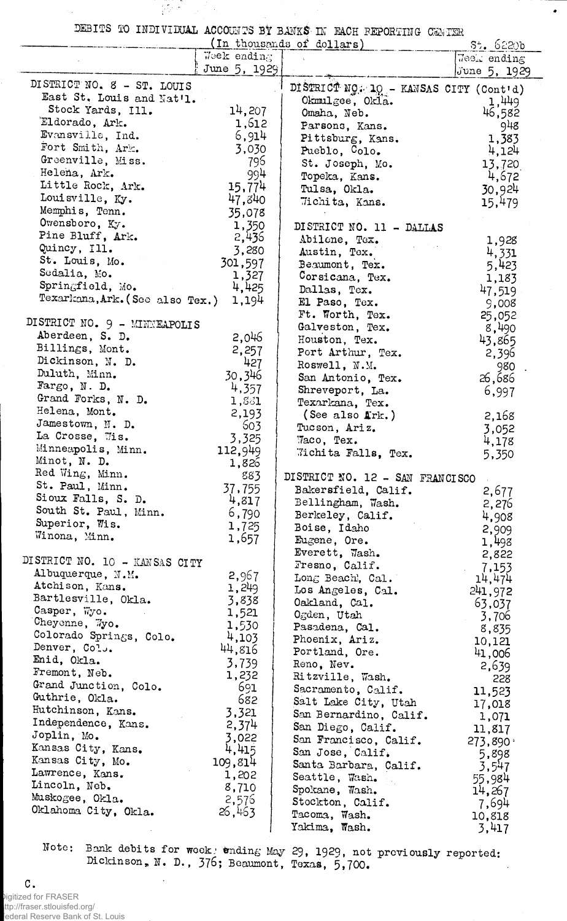DEBITS TO INDIVIDUAL ACCOUNTS BY BANKS IN EACH REPORTING CENTER

(In thousands of dollars)

St. 6220b

| | Week ending June 5, 1929 |
|---|---|
| **DISTRICT NO. 8 - ST. LOUIS** | |
| East St. Louis and Nat'l. Stock Yards, Ill. | 14,207 |
| Eldorado, Ark. | 1,612 |
| Evansville, Ind. | 6,914 |
| Fort Smith, Ark. | 3,030 |
| Greenville, Miss. | 796 |
| Helena, Ark. | 994 |
| Little Rock, Ark. | 15,774 |
| Louisville, Ky. | 47,840 |
| Memphis, Tenn. | 35,078 |
| Owensboro, Ky. | 1,350 |
| Pine Bluff, Ark. | 2,436 |
| Quincy, Ill. | 3,280 |
| St. Louis, Mo. | 301,597 |
| Sedalia, Mo. | 1,327 |
| Springfield, Mo. | 4,425 |
| Texarkana, Ark. (See also Tex.) | 1,194 |
| **DISTRICT NO. 9 - MINNEAPOLIS** | |
| Aberdeen, S. D. | 2,046 |
| Billings, Mont. | 2,257 |
| Dickinson, N. D. | 427 |
| Duluth, Minn. | 30,346 |
| Fargo, N. D. | 4,357 |
| Grand Forks, N. D. | 1,881 |
| Helena, Mont. | 2,193 |
| Jamestown, N. D. | 603 |
| La Crosse, Wis. | 3,325 |
| Minneapolis, Minn. | 112,949 |
| Minot, N. D. | 1,826 |
| Red Wing, Minn. | 883 |
| St. Paul, Minn. | 37,755 |
| Sioux Falls, S. D. | 4,817 |
| South St. Paul, Minn. | 6,790 |
| Superior, Wis. | 1,725 |
| Winona, Minn. | 1,657 |
| **DISTRICT NO. 10 - KANSAS CITY** | |
| Albuquerque, N.M. | 2,967 |
| Atchison, Kans. | 1,249 |
| Bartlesville, Okla. | 3,838 |
| Casper, Wyo. | 1,521 |
| Cheyenne, Wyo. | 1,530 |
| Colorado Springs, Colo. | 4,103 |
| Denver, Colo. | 44,816 |
| Enid, Okla. | 3,739 |
| Fremont, Neb. | 1,232 |
| Grand Junction, Colo. | 691 |
| Guthrie, Okla. | 682 |
| Hutchinson, Kans. | 3,321 |
| Independence, Kans. | 2,374 |
| Joplin, Mo. | 3,022 |
| Kansas City, Kans. | 4,415 |
| Kansas City, Mo. | 109,814 |
| Lawrence, Kans. | 1,202 |
| Lincoln, Neb. | 8,710 |
| Muskogee, Okla. | 2,576 |
| Oklahoma City, Okla. | 26,463 |
| **DISTRICT NO. 10 - KANSAS CITY (Cont'd)** | |
| Okmulgee, Okla. | 1,449 |
| Omaha, Neb. | 46,582 |
| Parsons, Kans. | 948 |
| Pittsburg, Kans. | 1,383 |
| Pueblo, Colo. | 4,124 |
| St. Joseph, Mo. | 13,720 |
| Topeka, Kans. | 4,672 |
| Tulsa, Okla. | 30,924 |
| Wichita, Kans. | 15,479 |
| **DISTRICT NO. 11 - DALLAS** | |
| Abilene, Tex. | 1,928 |
| Austin, Tex. | 4,331 |
| Beaumont, Tex. | 5,423 |
| Corsicana, Tex. | 1,183 |
| Dallas, Tex. | 47,519 |
| El Paso, Tex. | 9,008 |
| Ft. Worth, Tex. | 25,052 |
| Galveston, Tex. | 8,490 |
| Houston, Tex. | 43,865 |
| Port Arthur, Tex. | 2,396 |
| Roswell, N.M. | 980 |
| San Antonio, Tex. | 26,686 |
| Shreveport, La. | 6,997 |
| Texarkana, Tex. (See also Ark.) | 2,168 |
| Tucson, Ariz. | 3,052 |
| Waco, Tex. | 4,178 |
| Wichita Falls, Tex. | 5,350 |
| **DISTRICT NO. 12 - SAN FRANCISCO** | |
| Bakersfield, Calif. | 2,677 |
| Bellingham, Wash. | 2,276 |
| Berkeley, Calif. | 4,908 |
| Boise, Idaho | 2,909 |
| Eugene, Ore. | 1,498 |
| Everett, Wash. | 2,822 |
| Fresno, Calif. | 7,153 |
| Long Beach, Cal. | 14,474 |
| Los Angeles, Cal. | 241,972 |
| Oakland, Cal. | 63,037 |
| Ogden, Utah | 3,706 |
| Pasadena, Cal. | 8,835 |
| Phoenix, Ariz. | 10,121 |
| Portland, Ore. | 41,006 |
| Reno, Nev. | 2,639 |
| Ritzville, Wash. | 228 |
| Sacramento, Calif. | 11,523 |
| Salt Lake City, Utah | 17,018 |
| San Bernardino, Calif. | 1,071 |
| San Diego, Calif. | 11,817 |
| San Francisco, Calif. | 273,890 |
| San Jose, Calif. | 5,898 |
| Santa Barbara, Calif. | 3,547 |
| Seattle, Wash. | 55,984 |
| Spokane, Wash. | 14,267 |
| Stockton, Calif. | 7,694 |
| Tacoma, Wash. | 10,818 |
| Yakima, Wash. | 3,417 |

Note: Bank debits for week ending May 29, 1929, not previously reported: Dickinson, N. D., 376; Beaumont, Texas, 5,700.

C.